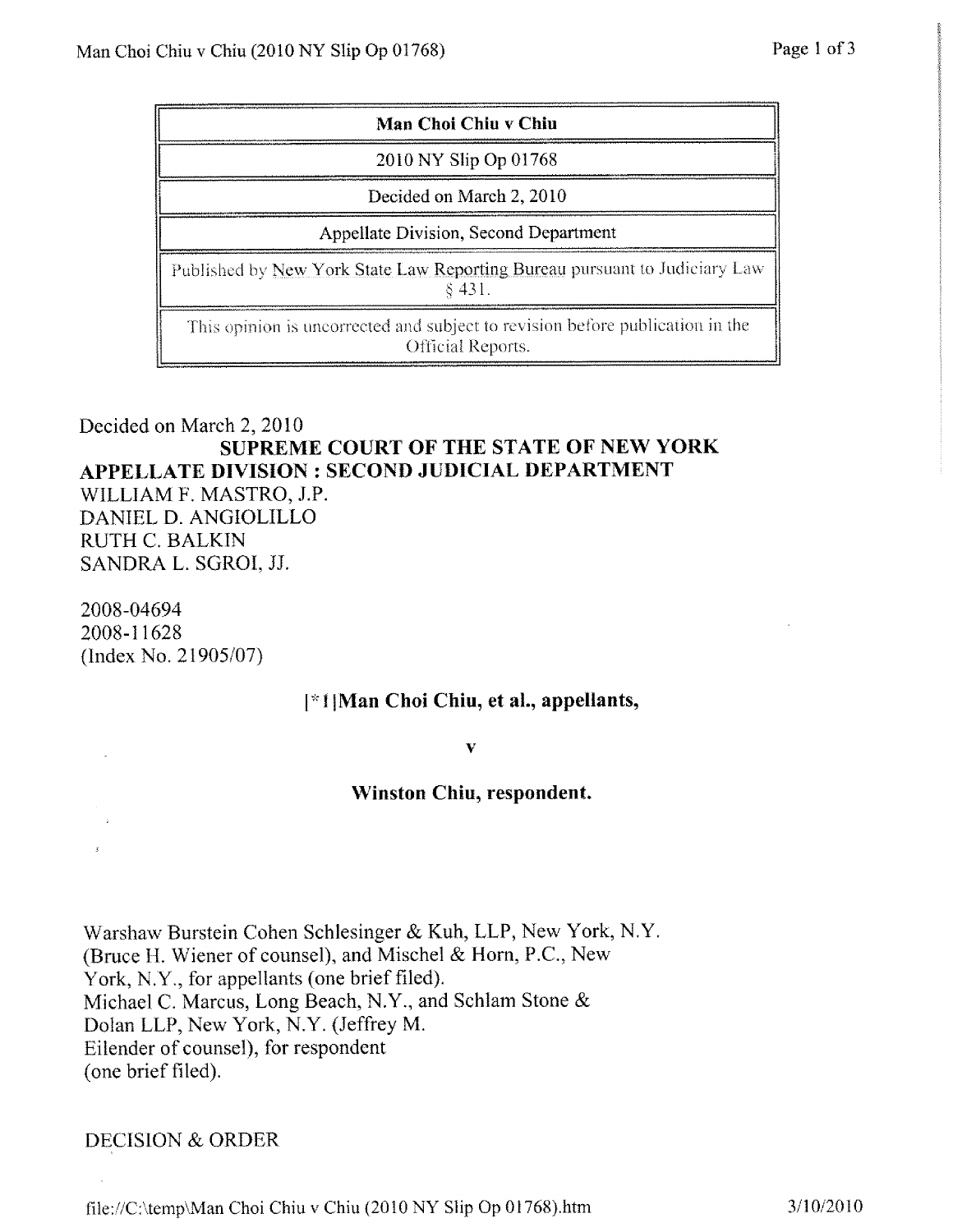| Man Choi Chiu v Chiu |
| --- |
| 2010 NY Slip Op 01768 |
| Decided on March 2, 2010 |
| Appellate Division, Second Department |
| Published by New York State Law Reporting Bureau pursuant to Judiciary Law § 431. |
| This opinion is uncorrected and subject to revision before publication in the Official Reports. |

Decided on March 2, 2010

**SUPREME COURT OF THE STATE OF NEW YORK**
**APPELLATE DIVISION : SECOND JUDICIAL DEPARTMENT**

WILLIAM F. MASTRO, J.P.
DANIEL D. ANGIOLILLO
RUTH C. BALKIN
SANDRA L. SGROI, JJ.

2008-04694
2008-11628
(Index No. 21905/07)

**[*1]Man Choi Chiu, et al., appellants,**

**v**

**Winston Chiu, respondent.**

Warshaw Burstein Cohen Schlesinger & Kuh, LLP, New York, N.Y. (Bruce H. Wiener of counsel), and Mischel & Horn, P.C., New York, N.Y., for appellants (one brief filed).
Michael C. Marcus, Long Beach, N.Y., and Schlam Stone & Dolan LLP, New York, N.Y. (Jeffrey M. Eilender of counsel), for respondent (one brief filed).

DECISION & ORDER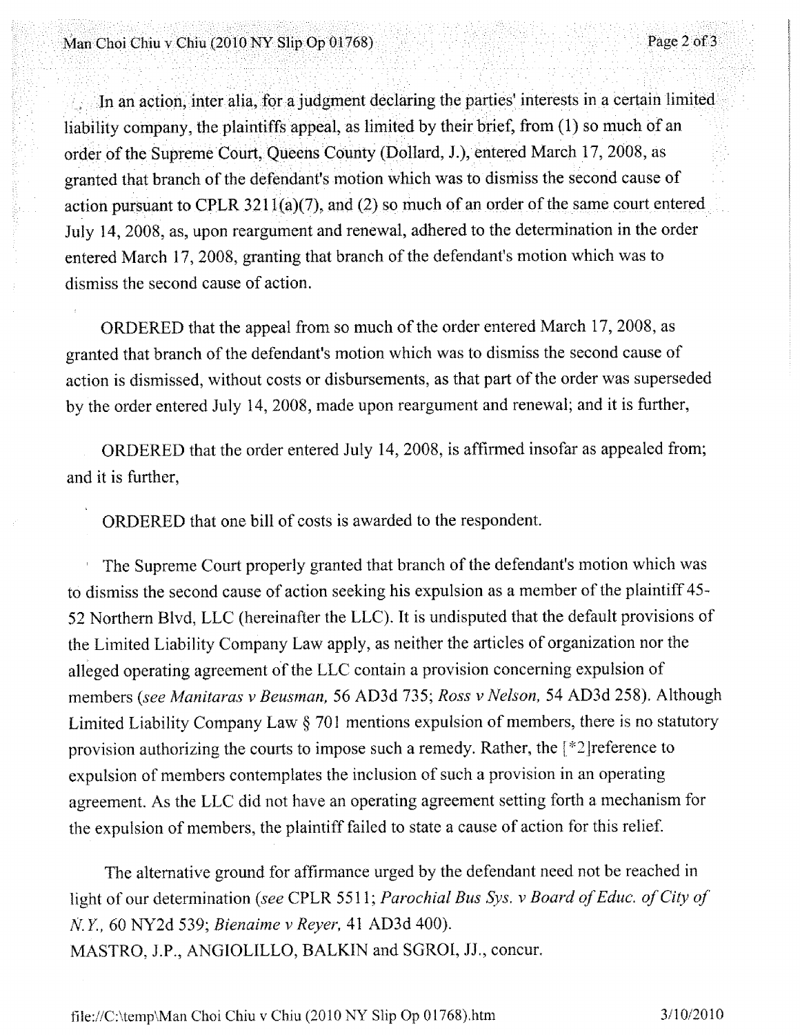In an action, inter alia, for a judgment declaring the parties' interests in a certain limited liability company, the plaintiffs appeal, as limited by their brief, from (1) so much of an order of the Supreme Court, Queens County (Dollard, J.), entered March 17, 2008, as granted that branch of the defendant's motion which was to dismiss the second cause of action pursuant to CPLR 3211(a)(7), and (2) so much of an order of the same court entered July 14, 2008, as, upon reargument and renewal, adhered to the determination in the order entered March 17, 2008, granting that branch of the defendant's motion which was to dismiss the second cause of action.

ORDERED that the appeal from so much of the order entered March 17, 2008, as granted that branch of the defendant's motion which was to dismiss the second cause of action is dismissed, without costs or disbursements, as that part of the order was superseded by the order entered July 14, 2008, made upon reargument and renewal; and it is further,

ORDERED that the order entered July 14, 2008, is affirmed insofar as appealed from; and it is further,

ORDERED that one bill of costs is awarded to the respondent.

The Supreme Court properly granted that branch of the defendant's motion which was to dismiss the second cause of action seeking his expulsion as a member of the plaintiff 45-52 Northern Blvd, LLC (hereinafter the LLC). It is undisputed that the default provisions of the Limited Liability Company Law apply, as neither the articles of organization nor the alleged operating agreement of the LLC contain a provision concerning expulsion of members (*see Manitaras v Beusman,* 56 AD3d 735; *Ross v Nelson,* 54 AD3d 258). Although Limited Liability Company Law § 701 mentions expulsion of members, there is no statutory provision authorizing the courts to impose such a remedy. Rather, the [*2]reference to expulsion of members contemplates the inclusion of such a provision in an operating agreement. As the LLC did not have an operating agreement setting forth a mechanism for the expulsion of members, the plaintiff failed to state a cause of action for this relief.

The alternative ground for affirmance urged by the defendant need not be reached in light of our determination (*see* CPLR 5511; *Parochial Bus Sys. v Board of Educ. of City of N.Y.,* 60 NY2d 539; *Bienaime v Reyer,* 41 AD3d 400).
MASTRO, J.P., ANGIOLILLO, BALKIN and SGROI, JJ., concur.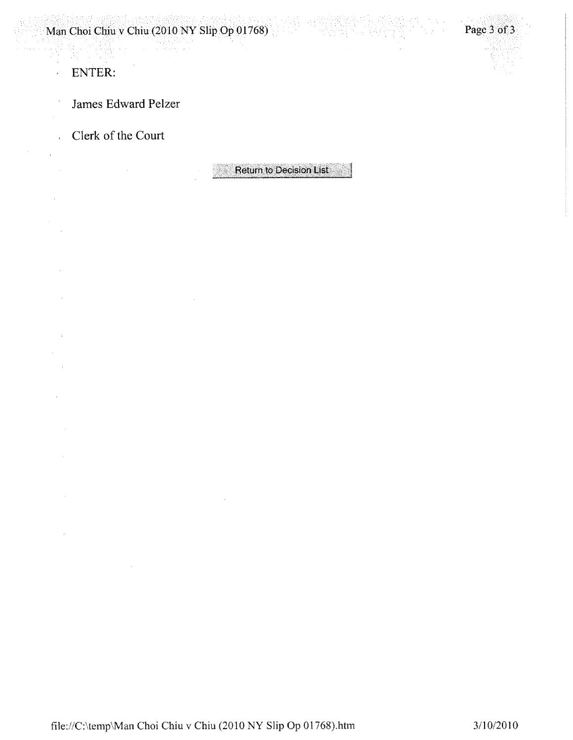ENTER:

James Edward Pelzer

Clerk of the Court

Return to Decision List